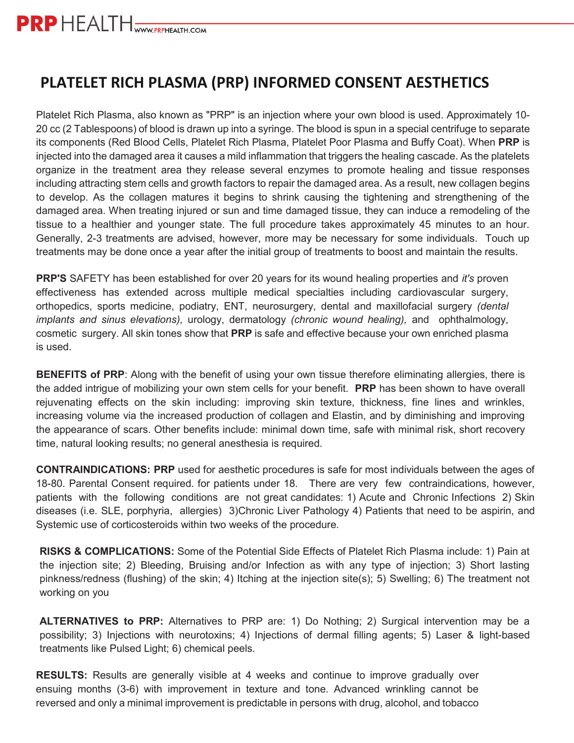# PLATELET RICH PLASMA (PRP) INFORMED CONSENT AESTHETICS

Platelet Rich Plasma, also known as "PRP" is an injection where your own blood is used. Approximately 10-20 cc (2 Tablespoons) of blood is drawn up into a syringe. The blood is spun in a special centrifuge to separate its components (Red Blood Cells, Platelet Rich Plasma, Platelet Poor Plasma and Buffy Coat). When **PRP** is injected into the damaged area it causes a mild inflammation that triggers the healing cascade. As the platelets organize in the treatment area they release several enzymes to promote healing and tissue responses including attracting stem cells and growth factors to repair the damaged area. As a result, new collagen begins to develop. As the collagen matures it begins to shrink causing the tightening and strengthening of the damaged area. When treating injured or sun and time damaged tissue, they can induce a remodeling of the tissue to a healthier and younger state. The full procedure takes approximately 45 minutes to an hour. Generally, 2-3 treatments are advised, however, more may be necessary for some individuals. Touch up treatments may be done once a year after the initial group of treatments to boost and maintain the results.

**PRP'S** SAFETY has been established for over 20 years for its wound healing properties and *it's* proven effectiveness has extended across multiple medical specialties including cardiovascular surgery, orthopedics, sports medicine, podiatry, ENT, neurosurgery, dental and maxillofacial surgery *(dental implants and sinus elevations),* urology, dermatology *(chronic wound healing),* and ophthalmology, cosmetic surgery. All skin tones show that **PRP** is safe and effective because your own enriched plasma is used.

**BENEFITS of PRP**: Along with the benefit of using your own tissue therefore eliminating allergies, there is the added intrigue of mobilizing your own stem cells for your benefit. **PRP** has been shown to have overall rejuvenating effects on the skin including: improving skin texture, thickness, fine lines and wrinkles, increasing volume via the increased production of collagen and Elastin, and by diminishing and improving the appearance of scars. Other benefits include: minimal down time, safe with minimal risk, short recovery time, natural looking results; no general anesthesia is required.

**CONTRAINDICATIONS: PRP** used for aesthetic procedures is safe for most individuals between the ages of 18-80. Parental Consent required. for patients under 18. There are very few contraindications, however, patients with the following conditions are not great candidates: 1) Acute and Chronic Infections 2) Skin diseases (i.e. SLE, porphyria, allergies) 3)Chronic Liver Pathology 4) Patients that need to be aspirin, and Systemic use of corticosteroids within two weeks of the procedure.

**RISKS & COMPLICATIONS:** Some of the Potential Side Effects of Platelet Rich Plasma include: 1) Pain at the injection site; 2) Bleeding, Bruising and/or Infection as with any type of injection; 3) Short lasting pinkness/redness (flushing) of the skin; 4) Itching at the injection site(s); 5) Swelling; 6) The treatment not working on you

**ALTERNATIVES to PRP:** Alternatives to PRP are: 1) Do Nothing; 2) Surgical intervention may be a possibility; 3) Injections with neurotoxins; 4) Injections of dermal filling agents; 5) Laser & light-based treatments like Pulsed Light; 6) chemical peels.

**RESULTS:** Results are generally visible at 4 weeks and continue to improve gradually over ensuing months (3-6) with improvement in texture and tone. Advanced wrinkling cannot be reversed and only a minimal improvement is predictable in persons with drug, alcohol, and tobacco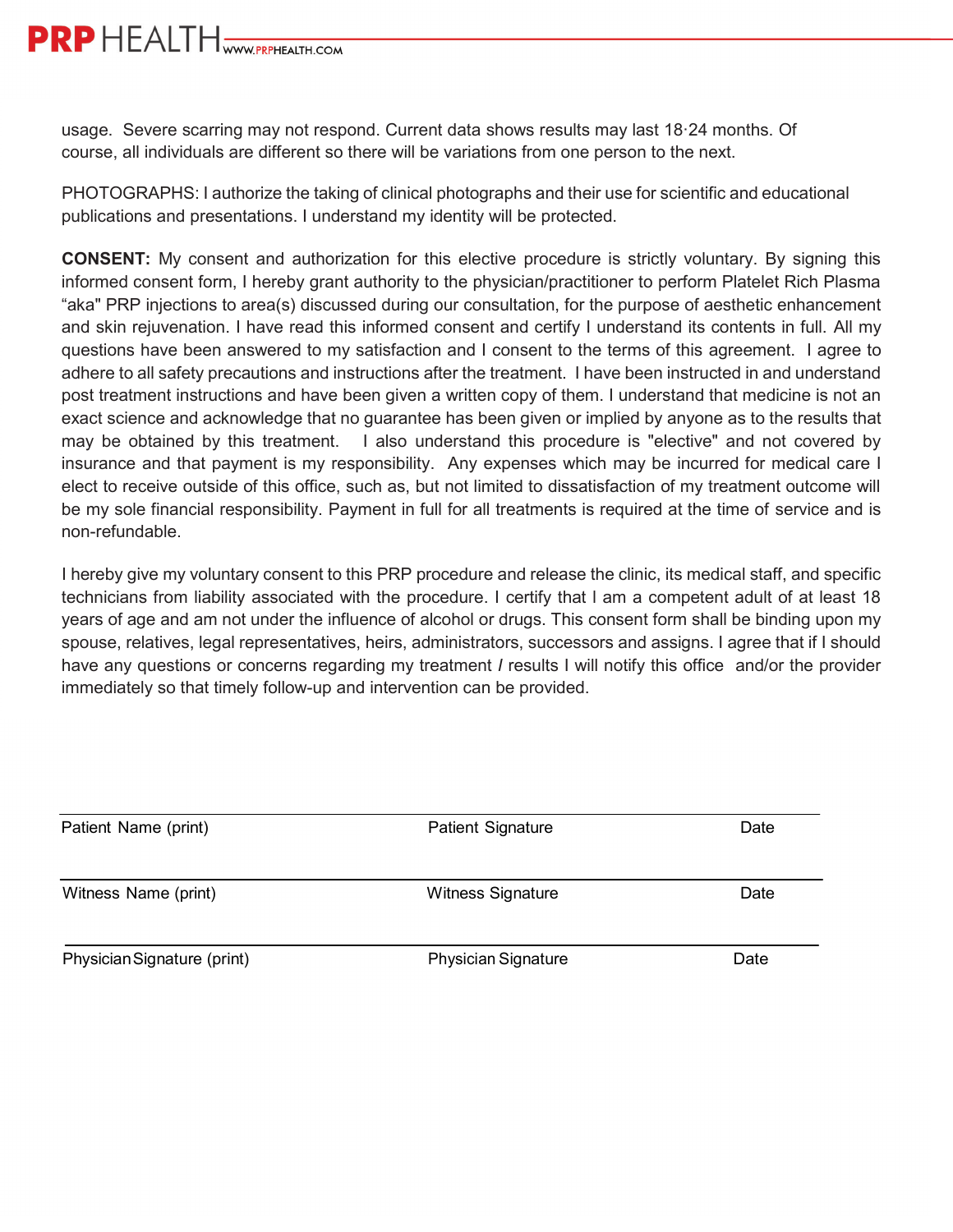usage. Severe scarring may not respond. Current data shows results may last 18·24 months. Of course, all individuals are different so there will be variations from one person to the next.

PHOTOGRAPHS: I authorize the taking of clinical photographs and their use for scientific and educational publications and presentations. I understand my identity will be protected.

**CONSENT:** My consent and authorization for this elective procedure is strictly voluntary. By signing this informed consent form, I hereby grant authority to the physician/practitioner to perform Platelet Rich Plasma "aka" PRP injections to area(s) discussed during our consultation, for the purpose of aesthetic enhancement and skin rejuvenation. I have read this informed consent and certify I understand its contents in full. All my questions have been answered to my satisfaction and I consent to the terms of this agreement. I agree to adhere to all safety precautions and instructions after the treatment. I have been instructed in and understand post treatment instructions and have been given a written copy of them. I understand that medicine is not an exact science and acknowledge that no guarantee has been given or implied by anyone as to the results that may be obtained by this treatment. I also understand this procedure is "elective" and not covered by insurance and that payment is my responsibility. Any expenses which may be incurred for medical care I elect to receive outside of this office, such as, but not limited to dissatisfaction of my treatment outcome will be my sole financial responsibility. Payment in full for all treatments is required at the time of service and is non-refundable.

I hereby give my voluntary consent to this PRP procedure and release the clinic, its medical staff, and specific technicians from liability associated with the procedure. I certify that I am a competent adult of at least 18 years of age and am not under the influence of alcohol or drugs. This consent form shall be binding upon my spouse, relatives, legal representatives, heirs, administrators, successors and assigns. I agree that if I should have any questions or concerns regarding my treatment / results I will notify this office and/or the provider immediately so that timely follow-up and intervention can be provided.

| | | |
|---|---|---|
| Patient Name (print) | Patient Signature | Date |
| Witness Name (print) | Witness Signature | Date |
| Physician Signature (print) | Physician Signature | Date |